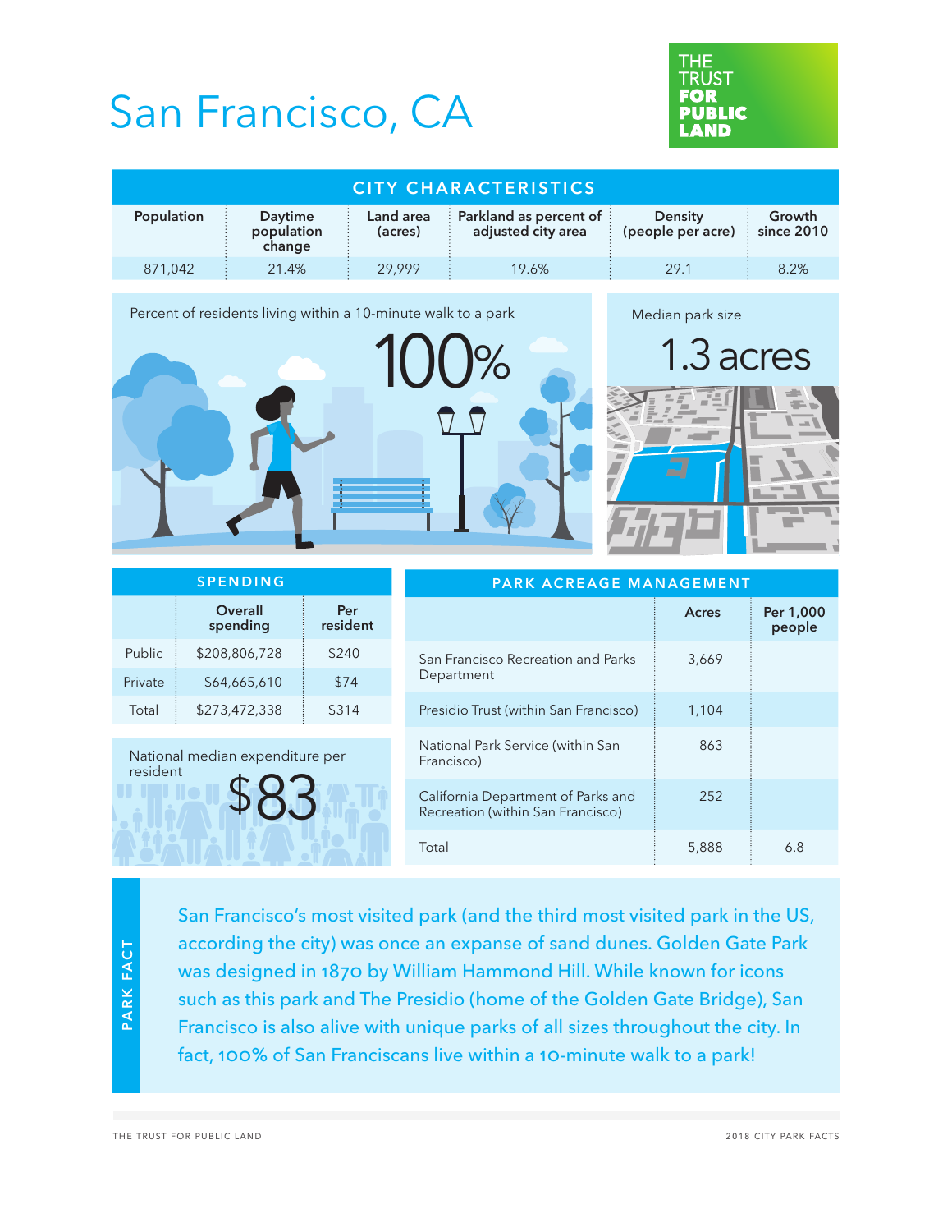# San Francisco, CA

THE TRUST FOR PUBLIC LAND

## CITY CHARACTERISTICS

| Population | Daytime population change | Land area (acres) | Parkland as percent of adjusted city area | Density (people per acre) | Growth since 2010 |
|---|---|---|---|---|---|
| 871,042 | 21.4% | 29,999 | 19.6% | 29.1 | 8.2% |

Percent of residents living within a 10-minute walk to a park

100%

Median park size

1.3 acres

## SPENDING

| | Overall spending | Per resident |
|---|---|---|
| Public | $208,806,728 | $240 |
| Private | $64,665,610 | $74 |
| Total | $273,472,338 | $314 |

National median expenditure per resident

$83

## PARK ACREAGE MANAGEMENT

| | Acres | Per 1,000 people |
|---|---|---|
| San Francisco Recreation and Parks Department | 3,669 | |
| Presidio Trust (within San Francisco) | 1,104 | |
| National Park Service (within San Francisco) | 863 | |
| California Department of Parks and Recreation (within San Francisco) | 252 | |
| Total | 5,888 | 6.8 |

## PARK FACT

San Francisco's most visited park (and the third most visited park in the US, according the city) was once an expanse of sand dunes. Golden Gate Park was designed in 1870 by William Hammond Hill. While known for icons such as this park and The Presidio (home of the Golden Gate Bridge), San Francisco is also alive with unique parks of all sizes throughout the city. In fact, 100% of San Franciscans live within a 10-minute walk to a park!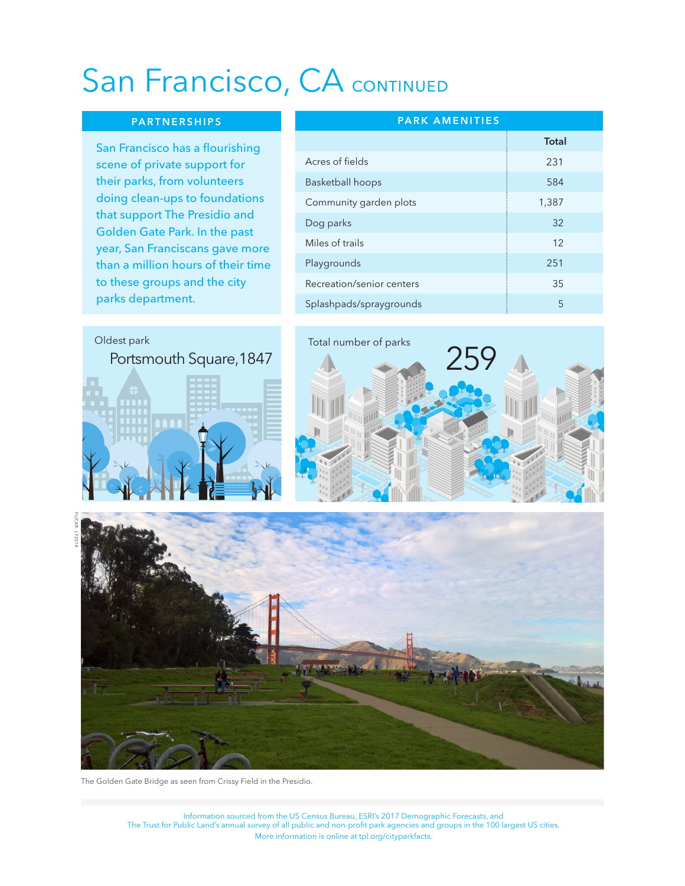# San Francisco, CA CONTINUED

## PARTNERSHIPS

San Francisco has a flourishing scene of private support for their parks, from volunteers doing clean-ups to foundations that support The Presidio and Golden Gate Park. In the past year, San Franciscans gave more than a million hours of their time to these groups and the city parks department.

## PARK AMENITIES

| | Total |
|---|---|
| Acres of fields | 231 |
| Basketball hoops | 584 |
| Community garden plots | 1,387 |
| Dog parks | 32 |
| Miles of trails | 12 |
| Playgrounds | 251 |
| Recreation/senior centers | 35 |
| Splashpads/spraygrounds | 5 |

Oldest park

Portsmouth Square, 1847

Total number of parks

259

FLICKR: LY2314

The Golden Gate Bridge as seen from Crissy Field in the Presidio.

Information sourced from the US Census Bureau, ESRI's 2017 Demographic Forecasts, and The Trust for Public Land's annual survey of all public and non-profit park agencies and groups in the 100 largest US cities. More information is online at tpl.org/cityparkfacts.